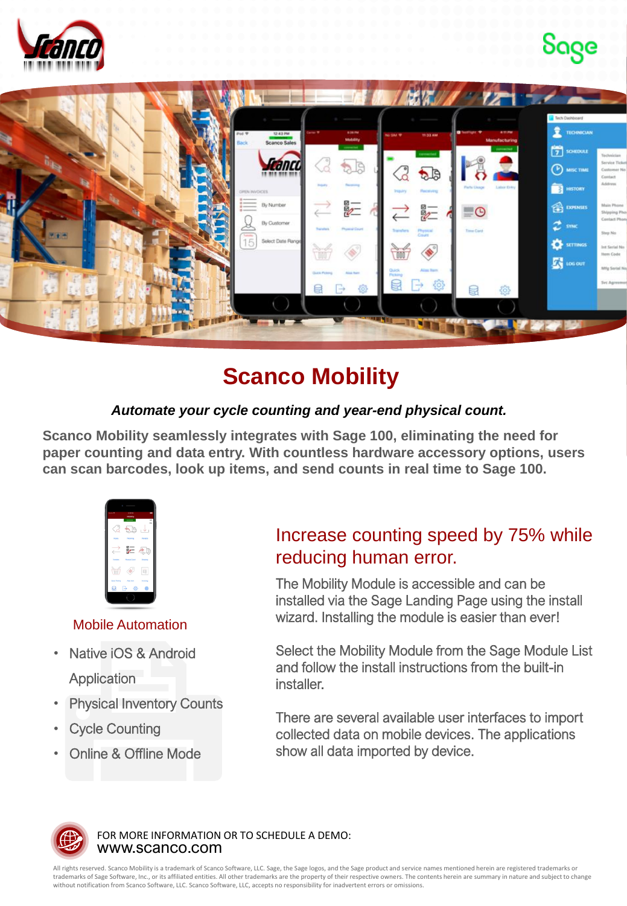# Scanco Mobility

***Automate your cycle counting and year-end physical count.***

**Scanco Mobility seamlessly integrates with Sage 100, eliminating the need for paper counting and data entry. With countless hardware accessory options, users can scan barcodes, look up items, and send counts in real time to Sage 100.**

### Mobile Automation

- Native iOS & Android Application
- Physical Inventory Counts
- Cycle Counting
- Online & Offline Mode

## Increase counting speed by 75% while reducing human error.

The Mobility Module is accessible and can be installed via the Sage Landing Page using the install wizard. Installing the module is easier than ever!

Select the Mobility Module from the Sage Module List and follow the install instructions from the built-in installer.

There are several available user interfaces to import collected data on mobile devices. The applications show all data imported by device.

FOR MORE INFORMATION OR TO SCHEDULE A DEMO:
www.scanco.com

All rights reserved. Scanco Mobility is a trademark of Scanco Software, LLC. Sage, the Sage logos, and the Sage product and service names mentioned herein are registered trademarks or trademarks of Sage Software, Inc., or its affiliated entities. All other trademarks are the property of their respective owners. The contents herein are summary in nature and subject to change without notification from Scanco Software, LLC. Scanco Software, LLC, accepts no responsibility for inadvertent errors or omissions.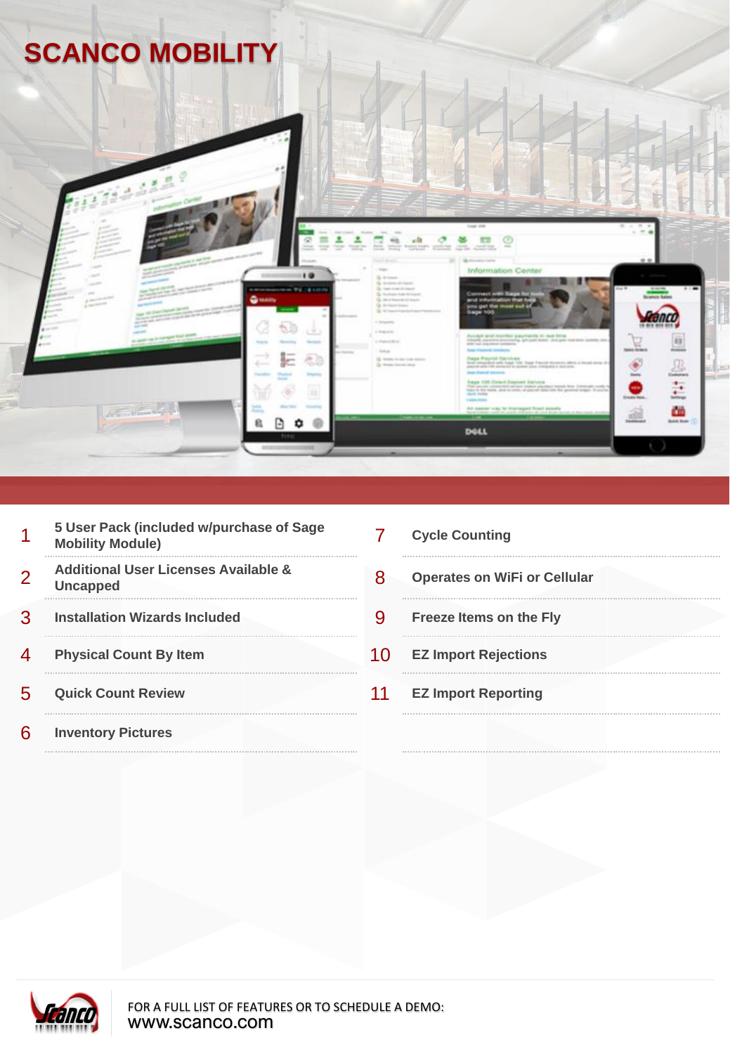# SCANCO MOBILITY

1. 5 User Pack (included w/purchase of Sage Mobility Module)
2. Additional User Licenses Available & Uncapped
3. Installation Wizards Included
4. Physical Count By Item
5. Quick Count Review
6. Inventory Pictures
7. Cycle Counting
8. Operates on WiFi or Cellular
9. Freeze Items on the Fly
10. EZ Import Rejections
11. EZ Import Reporting

FOR A FULL LIST OF FEATURES OR TO SCHEDULE A DEMO:
www.scanco.com